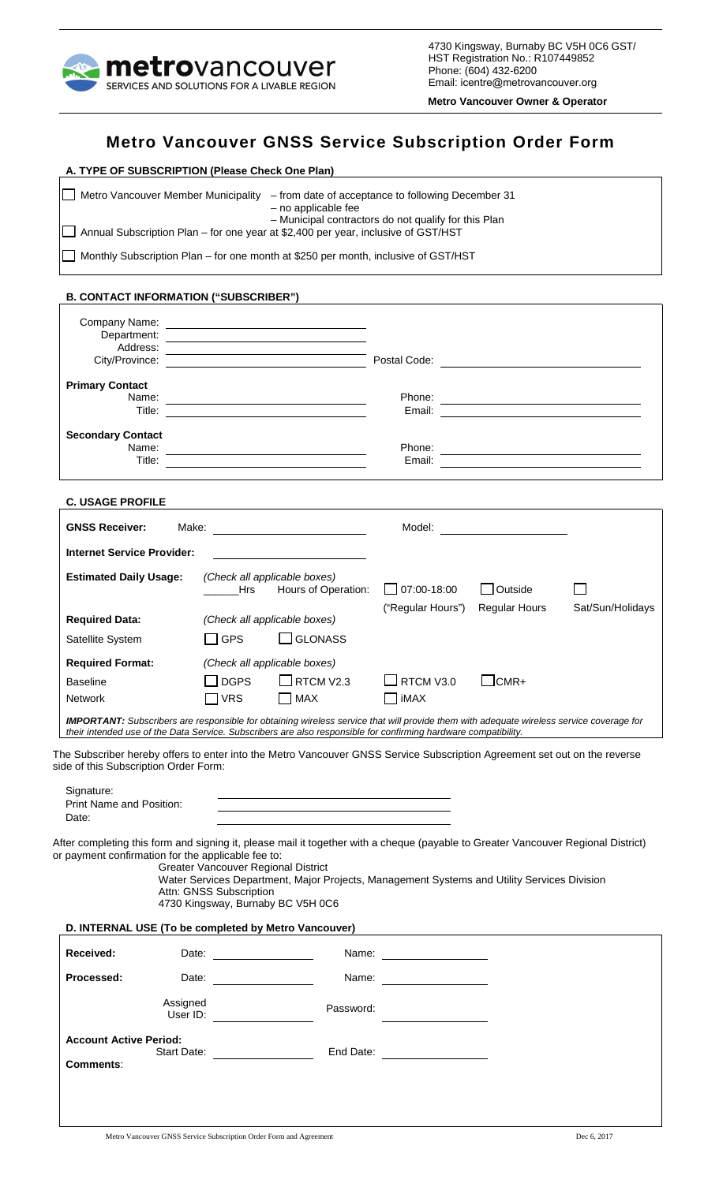metrovancouver
SERVICES AND SOLUTIONS FOR A LIVABLE REGION

4730 Kingsway, Burnaby BC V5H 0C6 GST/HST Registration No.: R107449852
Phone: (604) 432-6200
Email: icentre@metrovancouver.org

**Metro Vancouver Owner & Operator**

# Metro Vancouver GNSS Service Subscription Order Form

## A. TYPE OF SUBSCRIPTION (Please Check One Plan)

☐ Metro Vancouver Member Municipality – from date of acceptance to following December 31
– no applicable fee
– Municipal contractors do not qualify for this Plan

☐ Annual Subscription Plan – for one year at $2,400 per year, inclusive of GST/HST

☐ Monthly Subscription Plan – for one month at $250 per month, inclusive of GST/HST

## B. CONTACT INFORMATION ("SUBSCRIBER")

Company Name: ______________________
Department: ______________________
Address: ______________________
City/Province: ______________________ Postal Code: ______________________

**Primary Contact**
Name: ______________________ Phone: ______________________
Title: ______________________ Email: ______________________

**Secondary Contact**
Name: ______________________ Phone: ______________________
Title: ______________________ Email: ______________________

## C. USAGE PROFILE

| | | | | | |
|---|---|---|---|---|---|
| **GNSS Receiver:** | Make: ______________ | | Model: ______________ | | |
| **Internet Service Provider:** | ______________ | | | | |
| **Estimated Daily Usage:** | *(Check all applicable boxes)* ______Hrs | Hours of Operation: | ☐ 07:00-18:00 ("Regular Hours") | ☐ Outside Regular Hours | ☐ Sat/Sun/Holidays |
| **Required Data:** | *(Check all applicable boxes)* | | | | |
| Satellite System | ☐ GPS | ☐ GLONASS | | | |
| **Required Format:** | *(Check all applicable boxes)* | | | | |
| Baseline | ☐ DGPS | ☐ RTCM V2.3 | ☐ RTCM V3.0 | ☐ CMR+ | |
| Network | ☐ VRS | ☐ MAX | ☐ iMAX | | |

***IMPORTANT:*** *Subscribers are responsible for obtaining wireless service that will provide them with adequate wireless service coverage for their intended use of the Data Service. Subscribers are also responsible for confirming hardware compatibility.*

The Subscriber hereby offers to enter into the Metro Vancouver GNSS Service Subscription Agreement set out on the reverse side of this Subscription Order Form:

Signature: ______________________
Print Name and Position: ______________________
Date: ______________________

After completing this form and signing it, please mail it together with a cheque (payable to Greater Vancouver Regional District) or payment confirmation for the applicable fee to:

Greater Vancouver Regional District
Water Services Department, Major Projects, Management Systems and Utility Services Division
Attn: GNSS Subscription
4730 Kingsway, Burnaby BC V5H 0C6

## D. INTERNAL USE (To be completed by Metro Vancouver)

| | | | |
|---|---|---|---|
| **Received:** | Date: ______________ | Name: ______________ | |
| **Processed:** | Date: ______________ | Name: ______________ | |
| | Assigned User ID: ______________ | Password: ______________ | |
| **Account Active Period:** | Start Date: ______________ | End Date: ______________ | |
| **Comments**: | | | |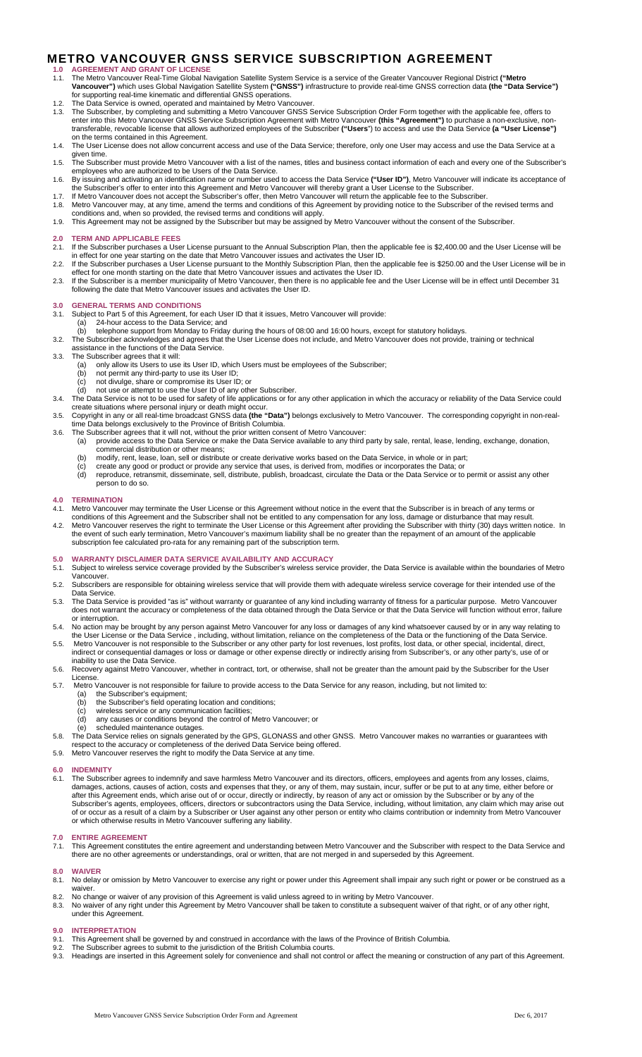# METRO VANCOUVER GNSS SERVICE SUBSCRIPTION AGREEMENT

## 1.0 AGREEMENT AND GRANT OF LICENSE

1.1. The Metro Vancouver Real-Time Global Navigation Satellite System Service is a service of the Greater Vancouver Regional District **("Metro Vancouver")** which uses Global Navigation Satellite System **("GNSS")** infrastructure to provide real-time GNSS correction data **(the "Data Service")** for supporting real-time kinematic and differential GNSS operations.

1.2. The Data Service is owned, operated and maintained by Metro Vancouver.

1.3. The Subscriber, by completing and submitting a Metro Vancouver GNSS Service Subscription Order Form together with the applicable fee, offers to enter into this Metro Vancouver GNSS Service Subscription Agreement with Metro Vancouver **(this "Agreement")** to purchase a non-exclusive, non-transferable, revocable license that allows authorized employees of the Subscriber **("Users")** to access and use the Data Service **(a "User License")** on the terms contained in this Agreement.

1.4. The User License does not allow concurrent access and use of the Data Service; therefore, only one User may access and use the Data Service at a given time.

1.5. The Subscriber must provide Metro Vancouver with a list of the names, titles and business contact information of each and every one of the Subscriber's employees who are authorized to be Users of the Data Service.

1.6. By issuing and activating an identification name or number used to access the Data Service **("User ID")**, Metro Vancouver will indicate its acceptance of the Subscriber's offer to enter into this Agreement and Metro Vancouver will thereby grant a User License to the Subscriber.

1.7. If Metro Vancouver does not accept the Subscriber's offer, then Metro Vancouver will return the applicable fee to the Subscriber.

1.8. Metro Vancouver may, at any time, amend the terms and conditions of this Agreement by providing notice to the Subscriber of the revised terms and conditions and, when so provided, the revised terms and conditions will apply.

1.9. This Agreement may not be assigned by the Subscriber but may be assigned by Metro Vancouver without the consent of the Subscriber.

## 2.0 TERM AND APPLICABLE FEES

2.1. If the Subscriber purchases a User License pursuant to the Annual Subscription Plan, then the applicable fee is $2,400.00 and the User License will be in effect for one year starting on the date that Metro Vancouver issues and activates the User ID.

2.2. If the Subscriber purchases a User License pursuant to the Monthly Subscription Plan, then the applicable fee is $250.00 and the User License will be in effect for one month starting on the date that Metro Vancouver issues and activates the User ID.

2.3. If the Subscriber is a member municipality of Metro Vancouver, then there is no applicable fee and the User License will be in effect until December 31 following the date that Metro Vancouver issues and activates the User ID.

## 3.0 GENERAL TERMS AND CONDITIONS

3.1. Subject to Part 5 of this Agreement, for each User ID that it issues, Metro Vancouver will provide:
- (a) 24-hour access to the Data Service; and
- (b) telephone support from Monday to Friday during the hours of 08:00 and 16:00 hours, except for statutory holidays.

3.2. The Subscriber acknowledges and agrees that the User License does not include, and Metro Vancouver does not provide, training or technical assistance in the functions of the Data Service.

3.3. The Subscriber agrees that it will:
- (a) only allow its Users to use its User ID, which Users must be employees of the Subscriber;
- (b) not permit any third-party to use its User ID;
- (c) not divulge, share or compromise its User ID; or
- (d) not use or attempt to use the User ID of any other Subscriber.

3.4. The Data Service is not to be used for safety of life applications or for any other application in which the accuracy or reliability of the Data Service could create situations where personal injury or death might occur.

3.5. Copyright in any or all real-time broadcast GNSS data **(the "Data")** belongs exclusively to Metro Vancouver. The corresponding copyright in non-real-time Data belongs exclusively to the Province of British Columbia.

3.6. The Subscriber agrees that it will not, without the prior written consent of Metro Vancouver:
- (a) provide access to the Data Service or make the Data Service available to any third party by sale, rental, lease, lending, exchange, donation, commercial distribution or other means;
- (b) modify, rent, lease, loan, sell or distribute or create derivative works based on the Data Service, in whole or in part;
- (c) create any good or product or provide any service that uses, is derived from, modifies or incorporates the Data; or
- (d) reproduce, retransmit, disseminate, sell, distribute, publish, broadcast, circulate the Data or the Data Service or to permit or assist any other person to do so.

## 4.0 TERMINATION

4.1. Metro Vancouver may terminate the User License or this Agreement without notice in the event that the Subscriber is in breach of any terms or conditions of this Agreement and the Subscriber shall not be entitled to any compensation for any loss, damage or disturbance that may result.

4.2. Metro Vancouver reserves the right to terminate the User License or this Agreement after providing the Subscriber with thirty (30) days written notice. In the event of such early termination, Metro Vancouver's maximum liability shall be no greater than the repayment of an amount of the applicable subscription fee calculated pro-rata for any remaining part of the subscription term.

## 5.0 WARRANTY DISCLAIMER DATA SERVICE AVAILABILITY AND ACCURACY

5.1. Subject to wireless service coverage provided by the Subscriber's wireless service provider, the Data Service is available within the boundaries of Metro Vancouver.

5.2. Subscribers are responsible for obtaining wireless service that will provide them with adequate wireless service coverage for their intended use of the Data Service.

5.3. The Data Service is provided "as is" without warranty or guarantee of any kind including warranty of fitness for a particular purpose. Metro Vancouver does not warrant the accuracy or completeness of the data obtained through the Data Service or that the Data Service will function without error, failure or interruption.

5.4. No action may be brought by any person against Metro Vancouver for any loss or damages of any kind whatsoever caused by or in any way relating to the User License or the Data Service , including, without limitation, reliance on the completeness of the Data or the functioning of the Data Service.

5.5. Metro Vancouver is not responsible to the Subscriber or any other party for lost revenues, lost profits, lost data, or other special, incidental, direct, indirect or consequential damages or loss or damage or other expense directly or indirectly arising from Subscriber's, or any other party's, use of or inability to use the Data Service.

5.6. Recovery against Metro Vancouver, whether in contract, tort, or otherwise, shall not be greater than the amount paid by the Subscriber for the User License.

5.7. Metro Vancouver is not responsible for failure to provide access to the Data Service for any reason, including, but not limited to:
- (a) the Subscriber's equipment;
- (b) the Subscriber's field operating location and conditions;
- (c) wireless service or any communication facilities;
- (d) any causes or conditions beyond the control of Metro Vancouver; or
- (e) scheduled maintenance outages.

5.8. The Data Service relies on signals generated by the GPS, GLONASS and other GNSS. Metro Vancouver makes no warranties or guarantees with respect to the accuracy or completeness of the derived Data Service being offered.

5.9. Metro Vancouver reserves the right to modify the Data Service at any time.

## 6.0 INDEMNITY

6.1. The Subscriber agrees to indemnify and save harmless Metro Vancouver and its directors, officers, employees and agents from any losses, claims, damages, actions, causes of action, costs and expenses that they, or any of them, may sustain, incur, suffer or be put to at any time, either before or after this Agreement ends, which arise out of or occur, directly or indirectly, by reason of any act or omission by the Subscriber or by any of the Subscriber's agents, employees, officers, directors or subcontractors using the Data Service, including, without limitation, any claim which may arise out of or occur as a result of a claim by a Subscriber or User against any other person or entity who claims contribution or indemnity from Metro Vancouver or which otherwise results in Metro Vancouver suffering any liability.

## 7.0 ENTIRE AGREEMENT

7.1. This Agreement constitutes the entire agreement and understanding between Metro Vancouver and the Subscriber with respect to the Data Service and there are no other agreements or understandings, oral or written, that are not merged in and superseded by this Agreement.

## 8.0 WAIVER

8.1. No delay or omission by Metro Vancouver to exercise any right or power under this Agreement shall impair any such right or power or be construed as a waiver.

8.2. No change or waiver of any provision of this Agreement is valid unless agreed to in writing by Metro Vancouver.

8.3. No waiver of any right under this Agreement by Metro Vancouver shall be taken to constitute a subsequent waiver of that right, or of any other right, under this Agreement.

## 9.0 INTERPRETATION

9.1. This Agreement shall be governed by and construed in accordance with the laws of the Province of British Columbia.

9.2. The Subscriber agrees to submit to the jurisdiction of the British Columbia courts.

9.3. Headings are inserted in this Agreement solely for convenience and shall not control or affect the meaning or construction of any part of this Agreement.